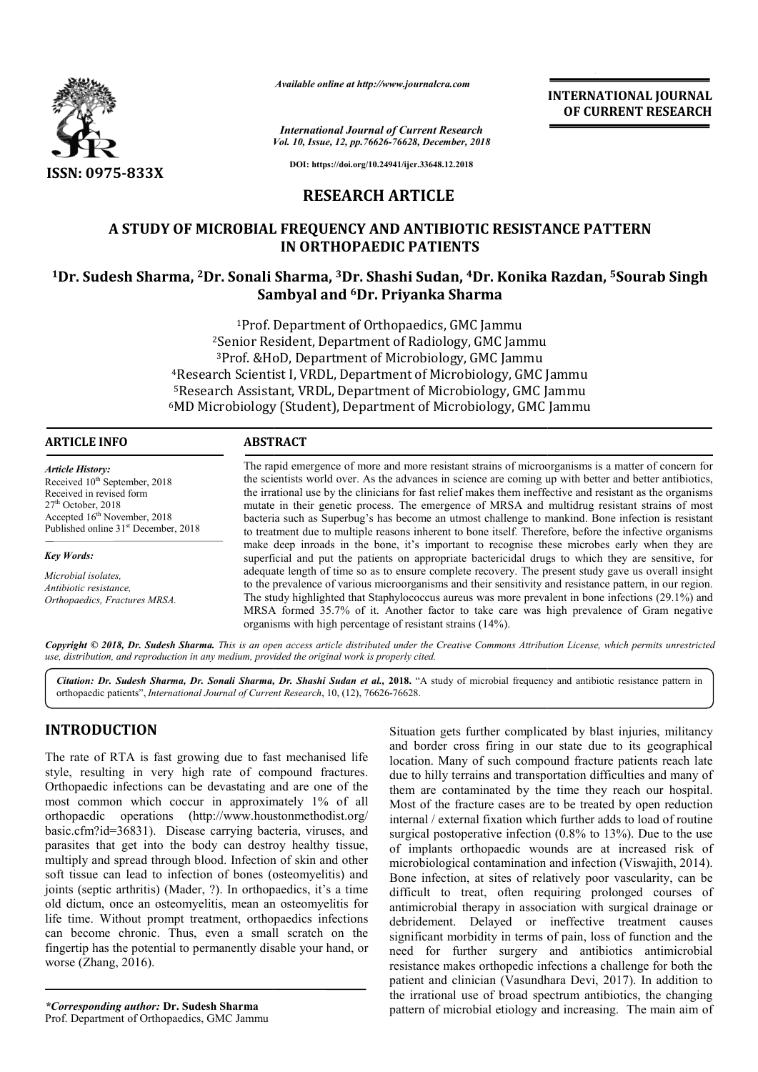ISSN: 0975-833X

*Available online at http://www.journalcra.com*

*International Journal of Current Research*
*Vol. 10, Issue, 12, pp.76626-76628, December, 2018*

**DOI: https://doi.org/10.24941/ijcr.33648.12.2018**

**INTERNATIONAL JOURNAL OF CURRENT RESEARCH**

## RESEARCH ARTICLE

# A STUDY OF MICROBIAL FREQUENCY AND ANTIBIOTIC RESISTANCE PATTERN IN ORTHOPAEDIC PATIENTS

**[1]Dr. Sudesh Sharma, [2]Dr. Sonali Sharma, [3]Dr. Shashi Sudan, [4]Dr. Konika Razdan, [5]Sourab Singh Sambyal and [6]Dr. Priyanka Sharma**

[1]Prof. Department of Orthopaedics, GMC Jammu
[2]Senior Resident, Department of Radiology, GMC Jammu
[3]Prof. &HoD, Department of Microbiology, GMC Jammu
[4]Research Scientist I, VRDL, Department of Microbiology, GMC Jammu
[5]Research Assistant, VRDL, Department of Microbiology, GMC Jammu
[6]MD Microbiology (Student), Department of Microbiology, GMC Jammu

### ARTICLE INFO

*Article History:*
Received 10th September, 2018
Received in revised form 27th October, 2018
Accepted 16th November, 2018
Published online 31st December, 2018

*Key Words:*
*Microbial isolates, Antibiotic resistance, Orthopaedics, Fractures MRSA.*

### ABSTRACT

The rapid emergence of more and more resistant strains of microorganisms is a matter of concern for the scientists world over. As the advances in science are coming up with better and better antibiotics, the irrational use by the clinicians for fast relief makes them ineffective and resistant as the organisms mutate in their genetic process. The emergence of MRSA and multidrug resistant strains of most bacteria such as Superbug's has become an utmost challenge to mankind. Bone infection is resistant to treatment due to multiple reasons inherent to bone itself. Therefore, before the infective organisms make deep inroads in the bone, it's important to recognise these microbes early when they are superficial and put the patients on appropriate bactericidal drugs to which they are sensitive, for adequate length of time so as to ensure complete recovery. The present study gave us overall insight to the prevalence of various microorganisms and their sensitivity and resistance pattern, in our region. The study highlighted that Staphylococcus aureus was more prevalent in bone infections (29.1%) and MRSA formed 35.7% of it. Another factor to take care was high prevalence of Gram negative organisms with high percentage of resistant strains (14%).

*Copyright © 2018, Dr. Sudesh Sharma. This is an open access article distributed under the Creative Commons Attribution License, which permits unrestricted use, distribution, and reproduction in any medium, provided the original work is properly cited.*

***Citation:** Dr. Sudesh Sharma, Dr. Sonali Sharma, Dr. Shashi Sudan et al.,* **2018.** "A study of microbial frequency and antibiotic resistance pattern in orthopaedic patients", *International Journal of Current Research*, 10, (12), 76626-76628.

## INTRODUCTION

The rate of RTA is fast growing due to fast mechanised life style, resulting in very high rate of compound fractures. Orthopaedic infections can be devastating and are one of the most common which cocur in approximately 1% of all orthopaedic operations (http://www.houstonmethodist.org/basic.cfm?id=36831). Disease carrying bacteria, viruses, and parasites that get into the body can destroy healthy tissue, multiply and spread through blood. Infection of skin and other soft tissue can lead to infection of bones (osteomyelitis) and joints (septic arthritis) (Mader, ?). In orthopaedics, it's a time old dictum, once an osteomyelitis, mean an osteomyelitis for life time. Without prompt treatment, orthopaedics infections can become chronic. Thus, even a small scratch on the fingertip has the potential to permanently disable your hand, or worse (Zhang, 2016).

Situation gets further complicated by blast injuries, militancy and border cross firing in our state due to its geographical location. Many of such compound fracture patients reach late due to hilly terrains and transportation difficulties and many of them are contaminated by the time they reach our hospital. Most of the fracture cases are to be treated by open reduction internal / external fixation which further adds to load of routine surgical postoperative infection (0.8% to 13%). Due to the use of implants orthopaedic wounds are at increased risk of microbiological contamination and infection (Viswajith, 2014). Bone infection, at sites of relatively poor vascularity, can be difficult to treat, often requiring prolonged courses of antimicrobial therapy in association with surgical drainage or debridement. Delayed or ineffective treatment causes significant morbidity in terms of pain, loss of function and the need for further surgery and antibiotics antimicrobial resistance makes orthopedic infections a challenge for both the patient and clinician (Vasundhara Devi, 2017). In addition to the irrational use of broad spectrum antibiotics, the changing pattern of microbial etiology and increasing. The main aim of

***Corresponding author:** **Dr. Sudesh Sharma**
Prof. Department of Orthopaedics, GMC Jammu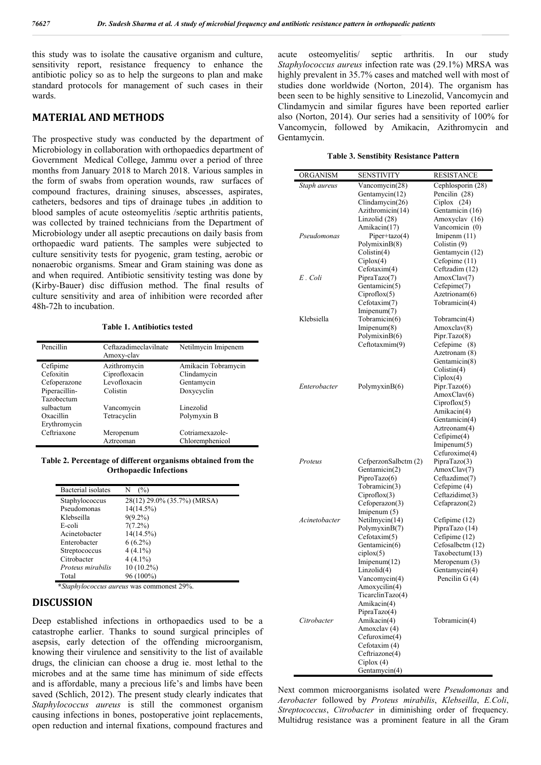this study was to isolate the causative organism and culture, sensitivity report, resistance frequency to enhance the antibiotic policy so as to help the surgeons to plan and make standard protocols for management of such cases in their wards.

## MATERIAL AND METHODS

The prospective study was conducted by the department of Microbiology in collaboration with orthopaedics department of Government Medical College, Jammu over a period of three months from January 2018 to March 2018. Various samples in the form of swabs from operation wounds, raw surfaces of compound fractures, draining sinuses, abscesses, aspirates, catheters, bedsores and tips of drainage tubes ,in addition to blood samples of acute osteomyelitis /septic arthritis patients, was collected by trained technicians from the Department of Microbiology under all aseptic precautions on daily basis from orthopaedic ward patients. The samples were subjected to culture sensitivity tests for pyogenic, gram testing, aerobic or nonaerobic organisms. Smear and Gram staining was done as and when required. Antibiotic sensitivity testing was done by (Kirby-Bauer) disc diffusion method. The final results of culture sensitivity and area of inhibition were recorded after 48h-72h to incubation.

**Table 1. Antibiotics tested**

| Pencillin | Ceftazadimeclavilnate Amoxy-clav | Netilmycin Imipenem |
|---|---|---|
| Cefipime | Azithromycin | Amikacin Tobramycin |
| Cefoxitin | Ciprofloxacin | Clindamycin |
| Cefoperazone | Levofloxacin | Gentamycin |
| Piperacillin-Tazobectum | Colistin | Doxycyclin |
| sulbactum | Vancomycin | Linezolid |
| Oxacillin Erythromycin | Tetracyclin | Polymyxin B |
| Ceftriaxone | Meropenum Aztreoman | Cotriamexazole-Chlorempheni­col |

**Table 2. Percentage of different organisms obtained from the Orthopaedic Infections**

| Bacterial isolates | N (%) |
|---|---|
| Staphylococcus | 28(12) 29.0% (35.7%) (MRSA) |
| Pseudomonas | 14(14.5%) |
| Klebseilla | 9(9.2%) |
| E-coli | 7(7.2%) |
| Acinetobacter | 14(14.5%) |
| Enterobacter | 6 (6.2%) |
| Streptococcus | 4 (4.1%) |
| Citrobacter | 4 (4.1%) |
| *Proteus mirabilis* | 10 (10.2%) |
| Total | 96 (100%) |

\**Staphylococcus aureus* was commonest 29%.

## DISCUSSION

Deep established infections in orthopaedics used to be a catastrophe earlier. Thanks to sound surgical principles of asepsis, early detection of the offending microorganism, knowing their virulence and sensitivity to the list of available drugs, the clinician can choose a drug ie. most lethal to the microbes and at the same time has minimum of side effects and is affordable, many a precious life's and limbs have been saved (Schlich, 2012). The present study clearly indicates that *Staphylococcus aureus* is still the commonest organism causing infections in bones, postoperative joint replacements, open reduction and internal fixations, compound fractures and acute osteomyelitis/ septic arthritis. In our study *Staphylococcus aureus* infection rate was (29.1%) MRSA was highly prevalent in 35.7% cases and matched well with most of studies done worldwide (Norton, 2014). The organism has been seen to be highly sensitive to Linezolid, Vancomycin and Clindamycin and similar figures have been reported earlier also (Norton, 2014). Our series had a sensitivity of 100% for Vancomycin, followed by Amikacin, Azithromycin and Gentamycin.

**Table 3. Senstibity Resistance Pattern**

| ORGANISM | SENSTIVITY | RESISTANCE |
|---|---|---|
| *Staph aureus* | Vancomycin(28)<br>Gentamycin(12)<br>Clindamycin(26)<br>Azithromicin(14)<br>Linzolid (28)<br>Amikacin(17) | Cephlosporin (28)<br>Pencilin (28)<br>Ciplox (24)<br>Gentamicin (16)<br>Amoxyclav (16)<br>Vancomicin (0) |
| *Pseudomonas* | Piper+tazo(4)<br>PolymixinB(8)<br>Colistin(4)<br>Ciplox(4)<br>Cefotaxim(4) | Imipenm (11)<br>Colistin (9)<br>Gentamycin (12)<br>Cefopime (11)<br>Ceftzadim (12) |
| *E . Coli* | PipraTazo(7)<br>Gentamicin(5)<br>Ciproflox(5)<br>Cefotaxim(7)<br>Imipenum(7) | AmoxClav(7)<br>Cefepime(7)<br>Azetrionam(6)<br>Tobramicin(4) |
| Klebsiella | Tobramicin(6)<br>Imipenum(8)<br>PolymixinB(6)<br>Ceftotaxmim(9) | Tobramcin(4)<br>Amoxclav(8)<br>Pipr.Tazo(8)<br>Cefepime (8)<br>Azetronam (8)<br>Gentamicin(8)<br>Colistin(4)<br>Ciplox(4) |
| *Enterobacter* | PolymyxinB(6) | Pipr.Tazo(6)<br>AmoxClav(6)<br>Ciproflox(5)<br>Amikacin(4)<br>Gentamicin(4)<br>Aztreonam(4)<br>Cefipime(4)<br>Imipenum(5)<br>Cefuroxime(4) |
| *Proteus* | CefperzonSalbctm (2)<br>Gentamicin(2)<br>PiproTazo(6)<br>Tobramicin(3)<br>Ciproflox(3)<br>Cefoperazon(3)<br>Imipenum (5) | PipraTazo(3)<br>AmoxClav(7)<br>Ceftazdime(7)<br>Cefepime (4)<br>Ceftazidime(3)<br>Cefaprazon(2) |
| *Acinetobacter* | Netilmycin(14)<br>PolymyxinB(7)<br>Cefotaxim(5)<br>Gentamicin(6)<br>ciplox(5)<br>Imipenum(12)<br>Linzolid(4)<br>Vancomycin(4)<br>Amoxycilin(4)<br>TicarclinTazo(4)<br>Amikacin(4)<br>PipraTazo(4) | Cefipime (12)<br>PipraTazo (14)<br>Cefipime (12)<br>Cefosalbctm (12)<br>Taxobectum(13)<br>Meropenum (3)<br>Gentamycin(4)<br>Pencilin G (4) |
| *Citrobacter* | Amikacin(4)<br>Amoxclav (4)<br>Cefuroxime(4)<br>Cefotaxim (4)<br>Ceftriazone(4)<br>Ciplox (4)<br>Gentamycin(4) | Tobramicin(4) |

Next common microorganisms isolated were *Pseudomonas* and *Aerobacter* followed by *Proteus mirabilis*, *Klebseilla*, *E.Coli*, *Streptococcus*, *Citrobacter* in diminishing order of frequency. Multidrug resistance was a prominent feature in all the Gram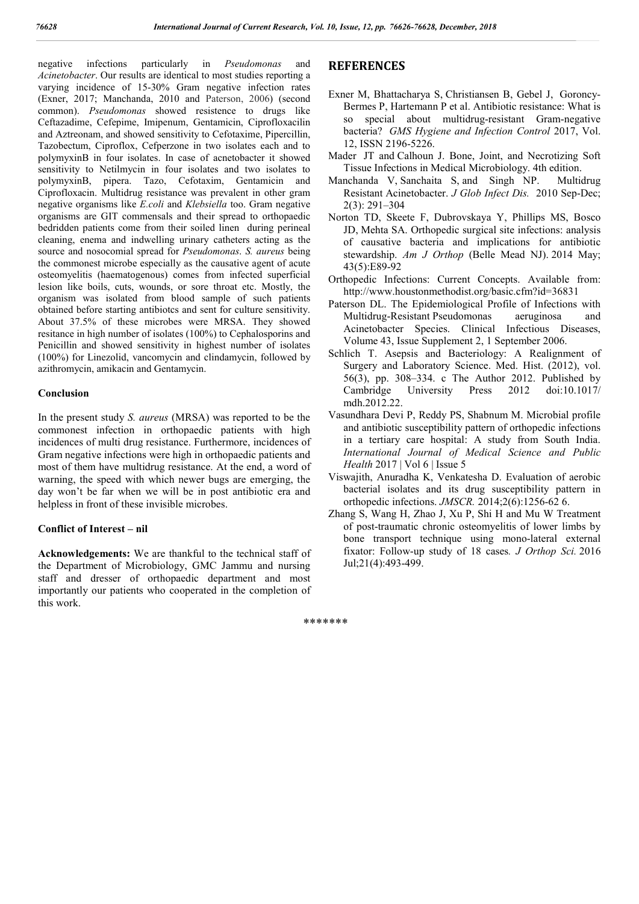negative infections particularly in *Pseudomonas* and *Acinetobacter*. Our results are identical to most studies reporting a varying incidence of 15-30% Gram negative infection rates (Exner, 2017; Manchanda, 2010 and Paterson, 2006) (second common). *Pseudomonas* showed resistence to drugs like Ceftazadime, Cefepime, Imipenum, Gentamicin, Ciprofloxacilin and Aztreonam, and showed sensitivity to Cefotaxime, Pipercillin, Tazobectum, Ciproflox, Cefperzone in two isolates each and to polymyxinB in four isolates. In case of acnetobacter it showed sensitivity to Netilmycin in four isolates and two isolates to polymyxinB, pipera. Tazo, Cefotaxim, Gentamicin and Ciprofloxacin. Multidrug resistance was prevalent in other gram negative organisms like *E.coli* and *Klebsiella* too. Gram negative organisms are GIT commensals and their spread to orthopaedic bedridden patients come from their soiled linen during perineal cleaning, enema and indwelling urinary catheters acting as the source and nosocomial spread for *Pseudomonas*. *S. aureus* being the commonest microbe especially as the causative agent of acute osteomyelitis (haematogenous) comes from infected superficial lesion like boils, cuts, wounds, or sore throat etc. Mostly, the organism was isolated from blood sample of such patients obtained before starting antibiotcs and sent for culture sensitivity. About 37.5% of these microbes were MRSA. They showed resitance in high number of isolates (100%) to Cephalosporins and Penicillin and showed sensitivity in highest number of isolates (100%) for Linezolid, vancomycin and clindamycin, followed by azithromycin, amikacin and Gentamycin.

### Conclusion

In the present study *S. aureus* (MRSA) was reported to be the commonest infection in orthopaedic patients with high incidences of multi drug resistance. Furthermore, incidences of Gram negative infections were high in orthopaedic patients and most of them have multidrug resistance. At the end, a word of warning, the speed with which newer bugs are emerging, the day won't be far when we will be in post antibiotic era and helpless in front of these invisible microbes.

### Conflict of Interest – nil

**Acknowledgements:** We are thankful to the technical staff of the Department of Microbiology, GMC Jammu and nursing staff and dresser of orthopaedic department and most importantly our patients who cooperated in the completion of this work.

## REFERENCES

Exner M, Bhattacharya S, Christiansen B, Gebel J, Goroncy-Bermes P, Hartemann P et al. Antibiotic resistance: What is so special about multidrug-resistant Gram-negative bacteria? *GMS Hygiene and Infection Control* 2017, Vol. 12, ISSN 2196-5226.

Mader JT and Calhoun J. Bone, Joint, and Necrotizing Soft Tissue Infections in Medical Microbiology. 4th edition.

Manchanda V, Sanchaita S, and Singh NP. Multidrug Resistant Acinetobacter. *J Glob Infect Dis.* 2010 Sep-Dec; 2(3): 291–304

Norton TD, Skeete F, Dubrovskaya Y, Phillips MS, Bosco JD, Mehta SA. Orthopedic surgical site infections: analysis of causative bacteria and implications for antibiotic stewardship. *Am J Orthop* (Belle Mead NJ). 2014 May; 43(5):E89-92

Orthopedic Infections: Current Concepts. Available from: http://www.houstonmethodist.org/basic.cfm?id=36831

Paterson DL. The Epidemiological Profile of Infections with Multidrug-Resistant Pseudomonas aeruginosa and Acinetobacter Species. Clinical Infectious Diseases, Volume 43, Issue Supplement 2, 1 September 2006.

Schlich T. Asepsis and Bacteriology: A Realignment of Surgery and Laboratory Science. Med. Hist. (2012), vol. 56(3), pp. 308–334. c The Author 2012. Published by Cambridge University Press 2012 doi:10.1017/mdh.2012.22.

Vasundhara Devi P, Reddy PS, Shabnum M. Microbial profile and antibiotic susceptibility pattern of orthopedic infections in a tertiary care hospital: A study from South India. *International Journal of Medical Science and Public Health* 2017 | Vol 6 | Issue 5

Viswajith, Anuradha K, Venkatesha D. Evaluation of aerobic bacterial isolates and its drug susceptibility pattern in orthopedic infections. *JMSCR.* 2014;2(6):1256-62 6.

Zhang S, Wang H, Zhao J, Xu P, Shi H and Mu W Treatment of post-traumatic chronic osteomyelitis of lower limbs by bone transport technique using mono-lateral external fixator: Follow-up study of 18 cases. *J Orthop Sci.* 2016 Jul;21(4):493-499.

\*\*\*\*\*\*\*